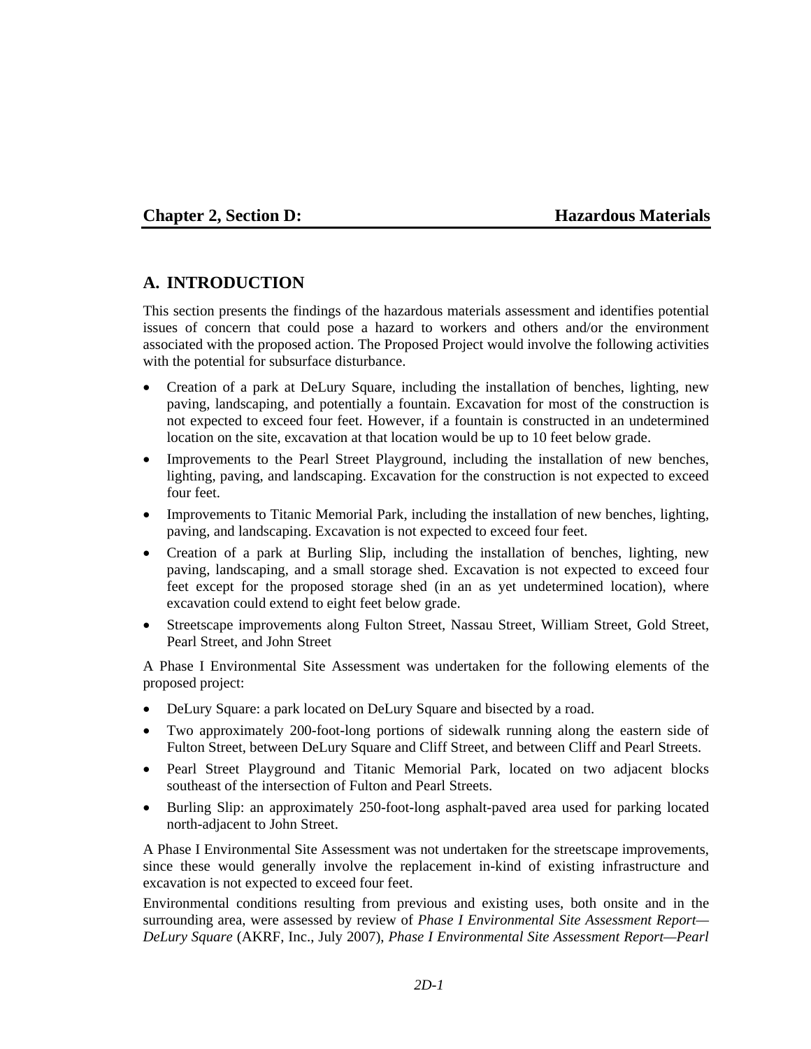## Chapter 2, Section D: Hazardous Materials

### A. INTRODUCTION

This section presents the findings of the hazardous materials assessment and identifies potential issues of concern that could pose a hazard to workers and others and/or the environment associated with the proposed action. The Proposed Project would involve the following activities with the potential for subsurface disturbance.

- Creation of a park at DeLury Square, including the installation of benches, lighting, new paving, landscaping, and potentially a fountain. Excavation for most of the construction is not expected to exceed four feet. However, if a fountain is constructed in an undetermined location on the site, excavation at that location would be up to 10 feet below grade.
- Improvements to the Pearl Street Playground, including the installation of new benches, lighting, paving, and landscaping. Excavation for the construction is not expected to exceed four feet.
- Improvements to Titanic Memorial Park, including the installation of new benches, lighting, paving, and landscaping. Excavation is not expected to exceed four feet.
- Creation of a park at Burling Slip, including the installation of benches, lighting, new paving, landscaping, and a small storage shed. Excavation is not expected to exceed four feet except for the proposed storage shed (in an as yet undetermined location), where excavation could extend to eight feet below grade.
- Streetscape improvements along Fulton Street, Nassau Street, William Street, Gold Street, Pearl Street, and John Street

A Phase I Environmental Site Assessment was undertaken for the following elements of the proposed project:

- DeLury Square: a park located on DeLury Square and bisected by a road.
- Two approximately 200-foot-long portions of sidewalk running along the eastern side of Fulton Street, between DeLury Square and Cliff Street, and between Cliff and Pearl Streets.
- Pearl Street Playground and Titanic Memorial Park, located on two adjacent blocks southeast of the intersection of Fulton and Pearl Streets.
- Burling Slip: an approximately 250-foot-long asphalt-paved area used for parking located north-adjacent to John Street.

A Phase I Environmental Site Assessment was not undertaken for the streetscape improvements, since these would generally involve the replacement in-kind of existing infrastructure and excavation is not expected to exceed four feet.

Environmental conditions resulting from previous and existing uses, both onsite and in the surrounding area, were assessed by review of *Phase I Environmental Site Assessment Report—DeLury Square* (AKRF, Inc., July 2007), *Phase I Environmental Site Assessment Report—Pearl*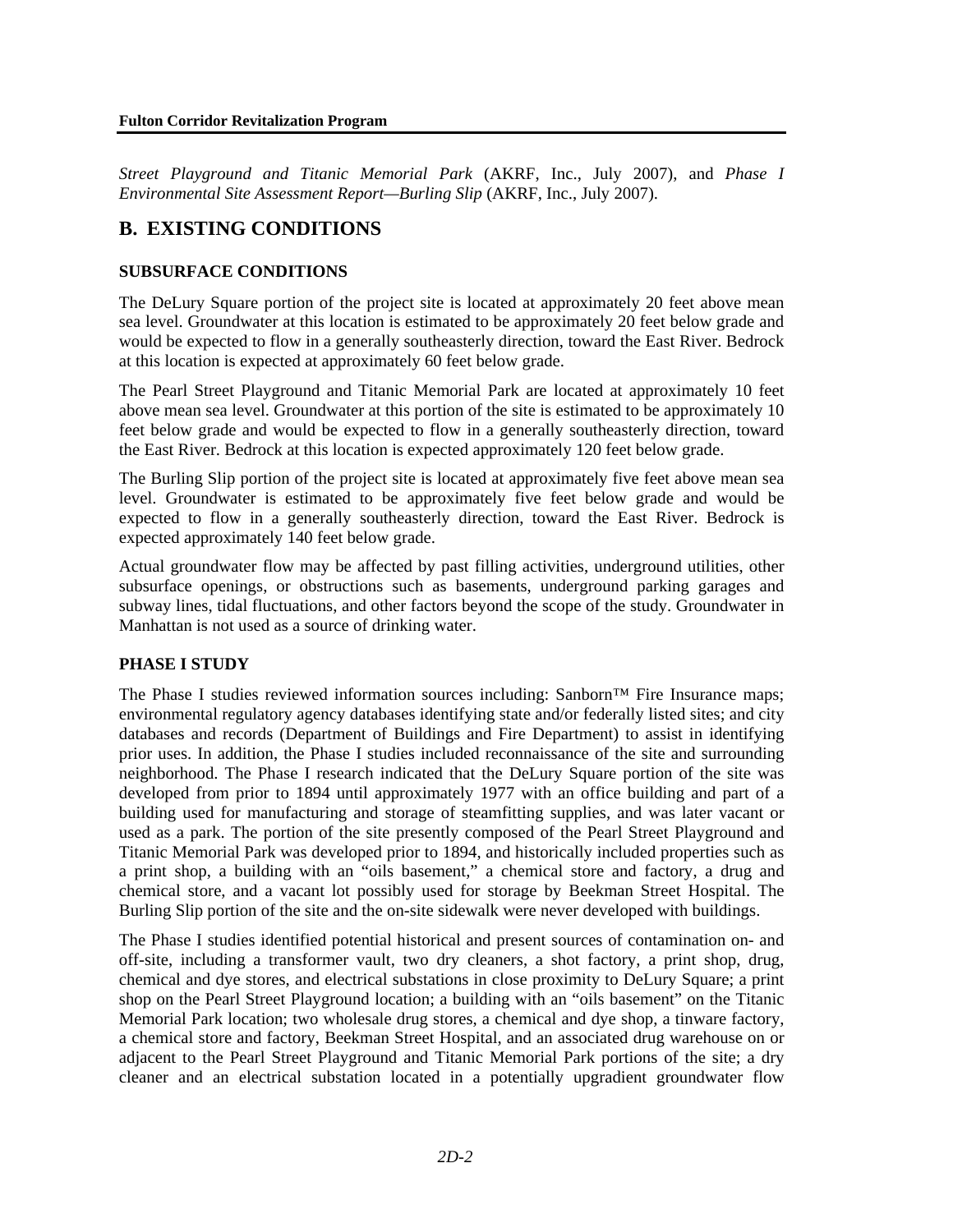*Street Playground and Titanic Memorial Park* (AKRF, Inc., July 2007), and *Phase I Environmental Site Assessment Report—Burling Slip* (AKRF, Inc., July 2007).

## B. EXISTING CONDITIONS

### SUBSURFACE CONDITIONS

The DeLury Square portion of the project site is located at approximately 20 feet above mean sea level. Groundwater at this location is estimated to be approximately 20 feet below grade and would be expected to flow in a generally southeasterly direction, toward the East River. Bedrock at this location is expected at approximately 60 feet below grade.

The Pearl Street Playground and Titanic Memorial Park are located at approximately 10 feet above mean sea level. Groundwater at this portion of the site is estimated to be approximately 10 feet below grade and would be expected to flow in a generally southeasterly direction, toward the East River. Bedrock at this location is expected approximately 120 feet below grade.

The Burling Slip portion of the project site is located at approximately five feet above mean sea level. Groundwater is estimated to be approximately five feet below grade and would be expected to flow in a generally southeasterly direction, toward the East River. Bedrock is expected approximately 140 feet below grade.

Actual groundwater flow may be affected by past filling activities, underground utilities, other subsurface openings, or obstructions such as basements, underground parking garages and subway lines, tidal fluctuations, and other factors beyond the scope of the study. Groundwater in Manhattan is not used as a source of drinking water.

### PHASE I STUDY

The Phase I studies reviewed information sources including: Sanborn™ Fire Insurance maps; environmental regulatory agency databases identifying state and/or federally listed sites; and city databases and records (Department of Buildings and Fire Department) to assist in identifying prior uses. In addition, the Phase I studies included reconnaissance of the site and surrounding neighborhood. The Phase I research indicated that the DeLury Square portion of the site was developed from prior to 1894 until approximately 1977 with an office building and part of a building used for manufacturing and storage of steamfitting supplies, and was later vacant or used as a park. The portion of the site presently composed of the Pearl Street Playground and Titanic Memorial Park was developed prior to 1894, and historically included properties such as a print shop, a building with an "oils basement," a chemical store and factory, a drug and chemical store, and a vacant lot possibly used for storage by Beekman Street Hospital. The Burling Slip portion of the site and the on-site sidewalk were never developed with buildings.

The Phase I studies identified potential historical and present sources of contamination on- and off-site, including a transformer vault, two dry cleaners, a shot factory, a print shop, drug, chemical and dye stores, and electrical substations in close proximity to DeLury Square; a print shop on the Pearl Street Playground location; a building with an "oils basement" on the Titanic Memorial Park location; two wholesale drug stores, a chemical and dye shop, a tinware factory, a chemical store and factory, Beekman Street Hospital, and an associated drug warehouse on or adjacent to the Pearl Street Playground and Titanic Memorial Park portions of the site; a dry cleaner and an electrical substation located in a potentially upgradient groundwater flow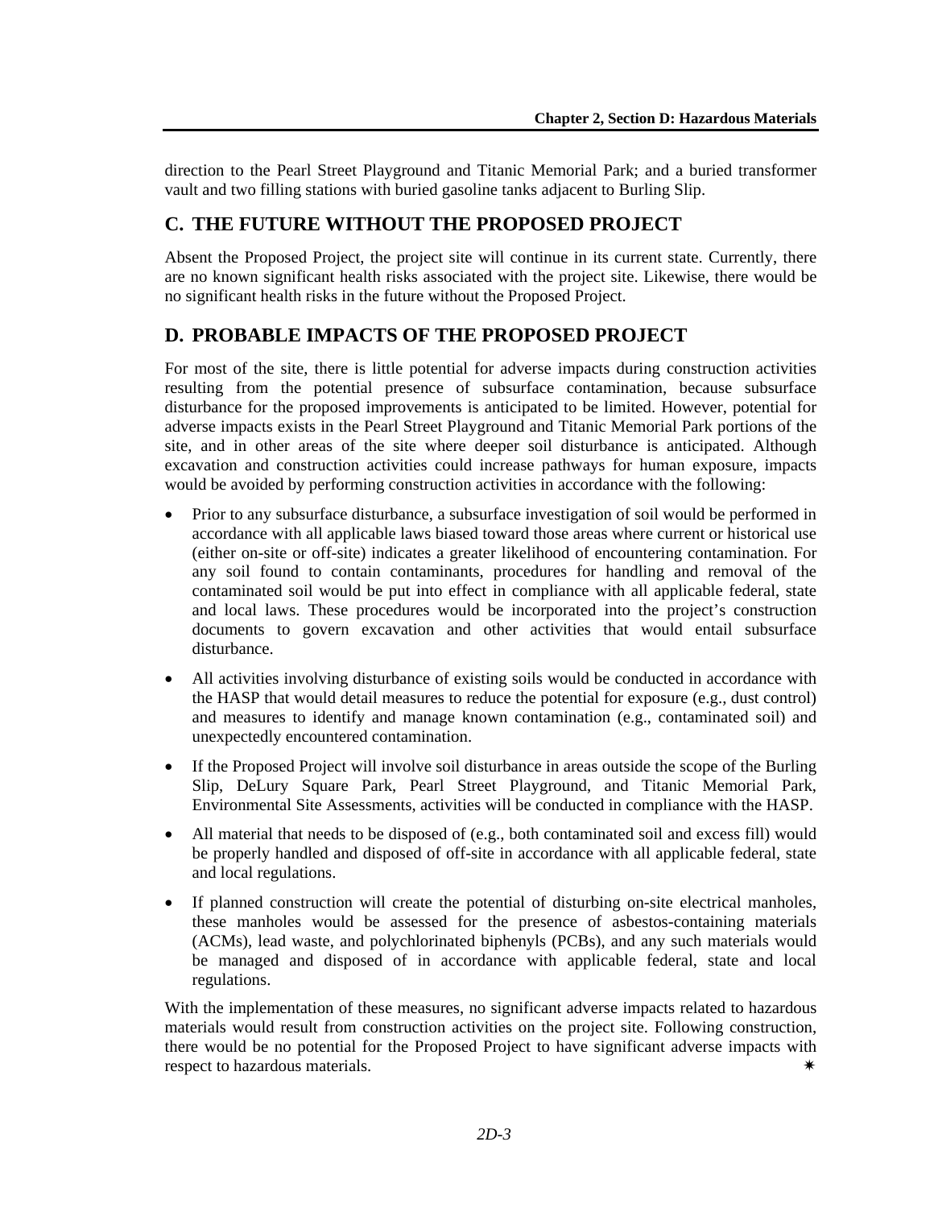direction to the Pearl Street Playground and Titanic Memorial Park; and a buried transformer vault and two filling stations with buried gasoline tanks adjacent to Burling Slip.

## C. THE FUTURE WITHOUT THE PROPOSED PROJECT

Absent the Proposed Project, the project site will continue in its current state. Currently, there are no known significant health risks associated with the project site. Likewise, there would be no significant health risks in the future without the Proposed Project.

## D. PROBABLE IMPACTS OF THE PROPOSED PROJECT

For most of the site, there is little potential for adverse impacts during construction activities resulting from the potential presence of subsurface contamination, because subsurface disturbance for the proposed improvements is anticipated to be limited. However, potential for adverse impacts exists in the Pearl Street Playground and Titanic Memorial Park portions of the site, and in other areas of the site where deeper soil disturbance is anticipated. Although excavation and construction activities could increase pathways for human exposure, impacts would be avoided by performing construction activities in accordance with the following:

- Prior to any subsurface disturbance, a subsurface investigation of soil would be performed in accordance with all applicable laws biased toward those areas where current or historical use (either on-site or off-site) indicates a greater likelihood of encountering contamination. For any soil found to contain contaminants, procedures for handling and removal of the contaminated soil would be put into effect in compliance with all applicable federal, state and local laws. These procedures would be incorporated into the project's construction documents to govern excavation and other activities that would entail subsurface disturbance.
- All activities involving disturbance of existing soils would be conducted in accordance with the HASP that would detail measures to reduce the potential for exposure (e.g., dust control) and measures to identify and manage known contamination (e.g., contaminated soil) and unexpectedly encountered contamination.
- If the Proposed Project will involve soil disturbance in areas outside the scope of the Burling Slip, DeLury Square Park, Pearl Street Playground, and Titanic Memorial Park, Environmental Site Assessments, activities will be conducted in compliance with the HASP.
- All material that needs to be disposed of (e.g., both contaminated soil and excess fill) would be properly handled and disposed of off-site in accordance with all applicable federal, state and local regulations.
- If planned construction will create the potential of disturbing on-site electrical manholes, these manholes would be assessed for the presence of asbestos-containing materials (ACMs), lead waste, and polychlorinated biphenyls (PCBs), and any such materials would be managed and disposed of in accordance with applicable federal, state and local regulations.

With the implementation of these measures, no significant adverse impacts related to hazardous materials would result from construction activities on the project site. Following construction, there would be no potential for the Proposed Project to have significant adverse impacts with respect to hazardous materials. ✷